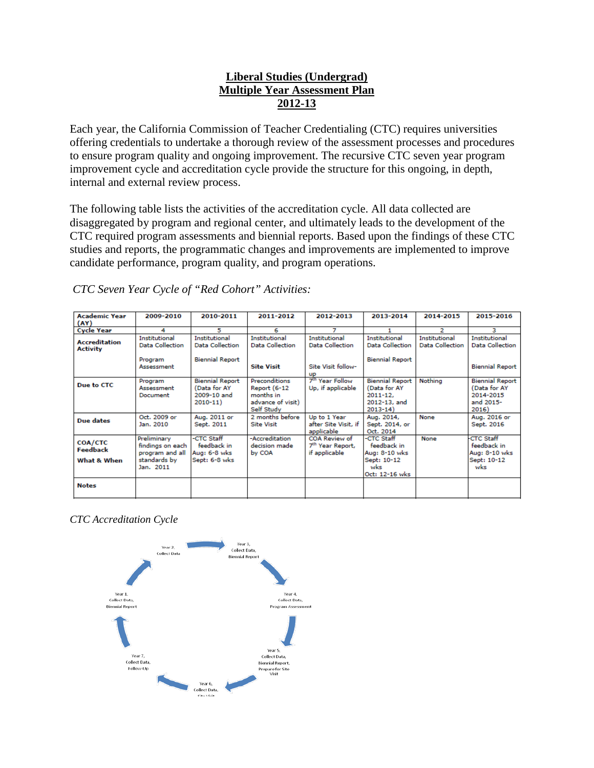**Liberal Studies (Undergrad)**
**Multiple Year Assessment Plan**
**2012-13**

Each year, the California Commission of Teacher Credentialing (CTC) requires universities offering credentials to undertake a thorough review of the assessment processes and procedures to ensure program quality and ongoing improvement. The recursive CTC seven year program improvement cycle and accreditation cycle provide the structure for this ongoing, in depth, internal and external review process.

The following table lists the activities of the accreditation cycle. All data collected are disaggregated by program and regional center, and ultimately leads to the development of the CTC required program assessments and biennial reports. Based upon the findings of these CTC studies and reports, the programmatic changes and improvements are implemented to improve candidate performance, program quality, and program operations.

*CTC Seven Year Cycle of "Red Cohort" Activities:*

| Academic Year (AY) | 2009-2010 | 2010-2011 | 2011-2012 | 2012-2013 | 2013-2014 | 2014-2015 | 2015-2016 |
|---|---|---|---|---|---|---|---|
| Cycle Year | 4 | 5 | 6 | 7 | 1 | 2 | 3 |
| Accreditation Activity | Institutional Data Collection<br>Program Assessment | Institutional Data Collection<br>Biennial Report | Institutional Data Collection<br>**Site Visit** | Institutional Data Collection<br>Site Visit follow-up | Institutional Data Collection<br>Biennial Report | Institutional Data Collection | Institutional Data Collection<br>Biennial Report |
| Due to CTC | Program Assessment Document | Biennial Report (Data for AY 2009-10 and 2010-11) | Preconditions Report (6-12 months in advance of visit) Self Study | 7th Year Follow Up, if applicable | Biennial Report (Data for AY 2011-12, 2012-13, and 2013-14) | Nothing | Biennial Report (Data for AY 2014-2015 and 2015-2016) |
| Due dates | Oct. 2009 or Jan. 2010 | Aug. 2011 or Sept. 2011 | 2 months before Site Visit | Up to 1 Year after Site Visit, if applicable | Aug. 2014, Sept. 2014, or Oct. 2014 | None | Aug. 2016 or Sept. 2016 |
| COA/CTC Feedback<br>What & When | Preliminary findings on each program and all standards by Jan. 2011 | -CTC Staff feedback in Aug: 6-8 wks Sept: 6-8 wks | -Accreditation decision made by COA | COA Review of 7th Year Report, if applicable | -CTC Staff feedback in Aug: 8-10 wks Sept: 10-12 wks Oct: 12-16 wks | None | -CTC Staff feedback in Aug: 8-10 wks Sept: 10-12 wks |
| Notes | | | | | | | |

*CTC Accreditation Cycle*

Year 1, Collect Data, Biennial Report → Year 2, Collect Data → Year 3, Collect Data, Biennial Report → Year 4, Collect Data, Program Assessment → Year 5, Collect Data, Biennial Report, Prepare for Site Visit → Year 6, Collect Data, Site Visit → Year 7, Collect Data, Follow-Up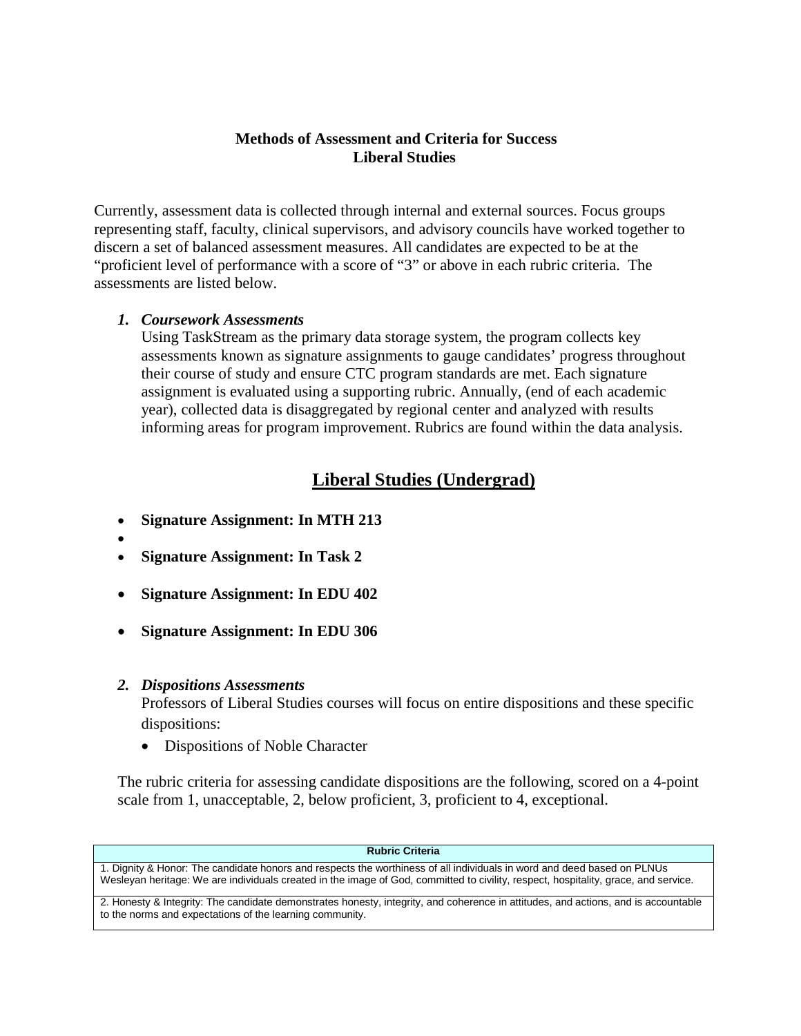**Methods of Assessment and Criteria for Success**
**Liberal Studies**

Currently, assessment data is collected through internal and external sources. Focus groups representing staff, faculty, clinical supervisors, and advisory councils have worked together to discern a set of balanced assessment measures. All candidates are expected to be at the "proficient level of performance with a score of "3" or above in each rubric criteria. The assessments are listed below.

1. ***Coursework Assessments***
   Using TaskStream as the primary data storage system, the program collects key assessments known as signature assignments to gauge candidates' progress throughout their course of study and ensure CTC program standards are met. Each signature assignment is evaluated using a supporting rubric. Annually, (end of each academic year), collected data is disaggregated by regional center and analyzed with results informing areas for program improvement. Rubrics are found within the data analysis.

## Liberal Studies (Undergrad)

- **Signature Assignment: In MTH 213**
- 
- **Signature Assignment: In Task 2**
- **Signature Assignment: In EDU 402**
- **Signature Assignment: In EDU 306**

2. ***Dispositions Assessments***
   Professors of Liberal Studies courses will focus on entire dispositions and these specific dispositions:
   - Dispositions of Noble Character

The rubric criteria for assessing candidate dispositions are the following, scored on a 4-point scale from 1, unacceptable, 2, below proficient, 3, proficient to 4, exceptional.

| Rubric Criteria |
| --- |
| 1. Dignity & Honor: The candidate honors and respects the worthiness of all individuals in word and deed based on PLNUs Wesleyan heritage: We are individuals created in the image of God, committed to civility, respect, hospitality, grace, and service. |
| 2. Honesty & Integrity: The candidate demonstrates honesty, integrity, and coherence in attitudes, and actions, and is accountable to the norms and expectations of the learning community. |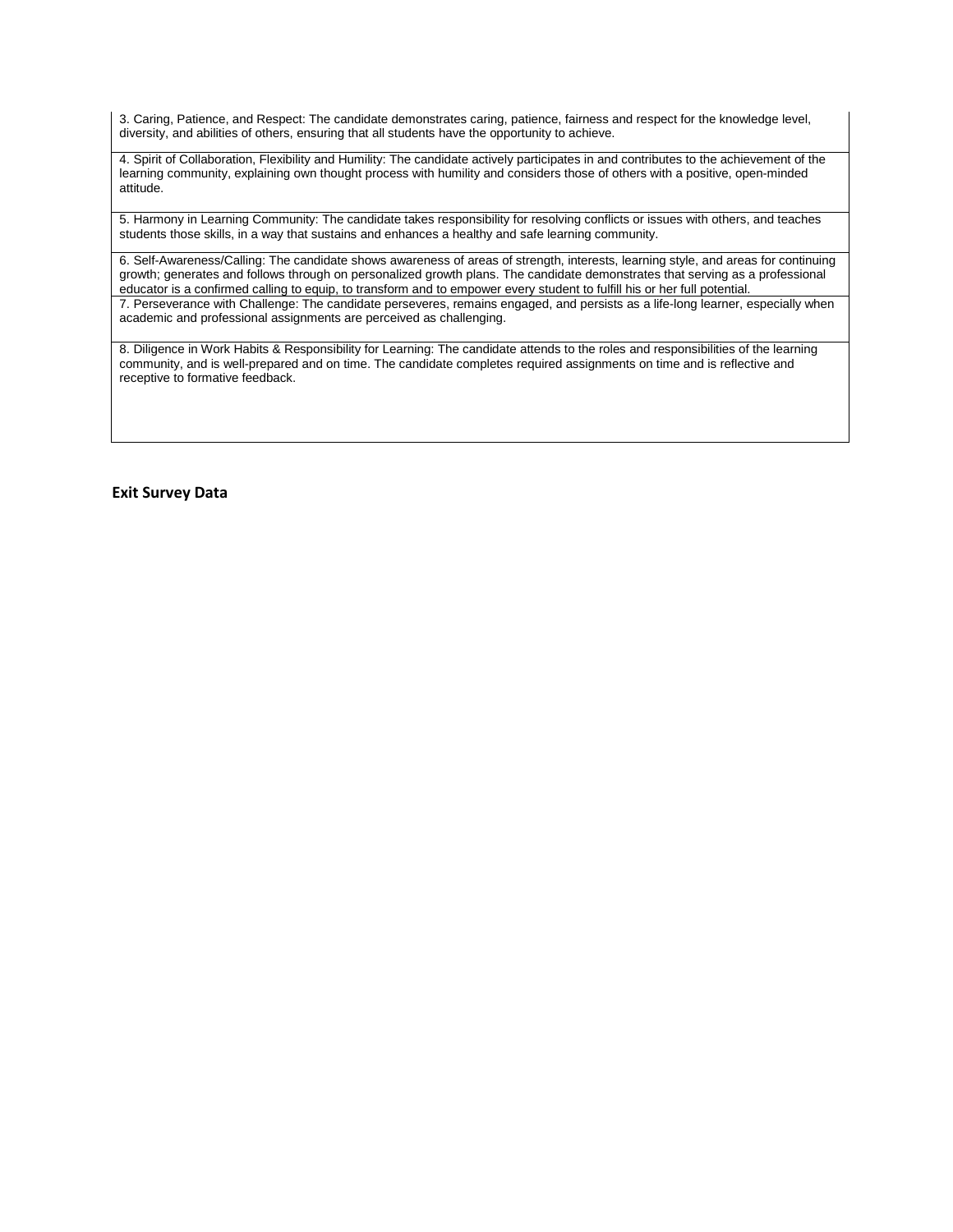| |
|---|
| 3. Caring, Patience, and Respect: The candidate demonstrates caring, patience, fairness and respect for the knowledge level, diversity, and abilities of others, ensuring that all students have the opportunity to achieve. |
| 4. Spirit of Collaboration, Flexibility and Humility: The candidate actively participates in and contributes to the achievement of the learning community, explaining own thought process with humility and considers those of others with a positive, open-minded attitude. |
| 5. Harmony in Learning Community: The candidate takes responsibility for resolving conflicts or issues with others, and teaches students those skills, in a way that sustains and enhances a healthy and safe learning community. |
| 6. Self-Awareness/Calling: The candidate shows awareness of areas of strength, interests, learning style, and areas for continuing growth; generates and follows through on personalized growth plans. The candidate demonstrates that serving as a professional educator is a confirmed calling to equip, to transform and to empower every student to fulfill his or her full potential. |
| 7. Perseverance with Challenge: The candidate perseveres, remains engaged, and persists as a life-long learner, especially when academic and professional assignments are perceived as challenging. |
| 8. Diligence in Work Habits & Responsibility for Learning: The candidate attends to the roles and responsibilities of the learning community, and is well-prepared and on time. The candidate completes required assignments on time and is reflective and receptive to formative feedback. |

**Exit Survey Data**